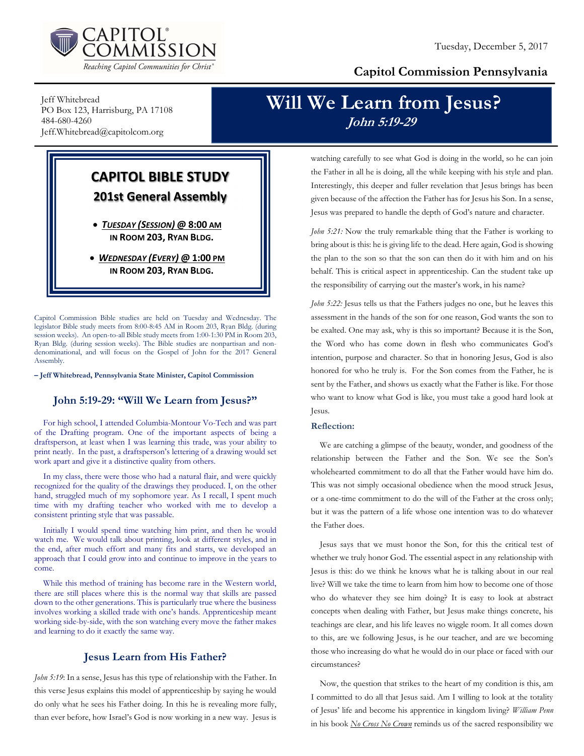CAPITOL® COMMISSION
*Reaching Capitol Communities for Christ®*

Tuesday, December 5, 2017

**Capitol Commission Pennsylvania**

Jeff Whitebread
PO Box 123, Harrisburg, PA 17108
484-680-4260
Jeff.Whitebread@capitolcom.org

# Will We Learn from Jesus?

***John 5:19-29***

## CAPITOL BIBLE STUDY
### 201st General Assembly

- ***Tuesday (Session)*** **@ 8:00 AM IN ROOM 203, RYAN BLDG.**
- ***Wednesday (Every)*** **@ 1:00 PM IN ROOM 203, RYAN BLDG.**

Capitol Commission Bible studies are held on Tuesday and Wednesday. The legislator Bible study meets from 8:00-8:45 AM in Room 203, Ryan Bldg. (during session weeks). An open-to-all Bible study meets from 1:00-1:30 PM in Room 203, Ryan Bldg. (during session weeks). The Bible studies are nonpartisan and non-denominational, and will focus on the Gospel of John for the 2017 General Assembly.

**– Jeff Whitebread, Pennsylvania State Minister, Capitol Commission**

## John 5:19-29: "Will We Learn from Jesus?"

For high school, I attended Columbia-Montour Vo-Tech and was part of the Drafting program. One of the important aspects of being a draftsperson, at least when I was learning this trade, was your ability to print neatly. In the past, a draftsperson's lettering of a drawing would set work apart and give it a distinctive quality from others.

In my class, there were those who had a natural flair, and were quickly recognized for the quality of the drawings they produced. I, on the other hand, struggled much of my sophomore year. As I recall, I spent much time with my drafting teacher who worked with me to develop a consistent printing style that was passable.

Initially I would spend time watching him print, and then he would watch me. We would talk about printing, look at different styles, and in the end, after much effort and many fits and starts, we developed an approach that I could grow into and continue to improve in the years to come.

While this method of training has become rare in the Western world, there are still places where this is the normal way that skills are passed down to the other generations. This is particularly true where the business involves working a skilled trade with one's hands. Apprenticeship meant working side-by-side, with the son watching every move the father makes and learning to do it exactly the same way.

## Jesus Learn from His Father?

*John 5:19*: In a sense, Jesus has this type of relationship with the Father. In this verse Jesus explains this model of apprenticeship by saying he would do only what he sees his Father doing. In this he is revealing more fully, than ever before, how Israel's God is now working in a new way. Jesus is watching carefully to see what God is doing in the world, so he can join the Father in all he is doing, all the while keeping with his style and plan. Interestingly, this deeper and fuller revelation that Jesus brings has been given because of the affection the Father has for Jesus his Son. In a sense, Jesus was prepared to handle the depth of God's nature and character.

*John 5:21:* Now the truly remarkable thing that the Father is working to bring about is this: he is giving life to the dead. Here again, God is showing the plan to the son so that the son can then do it with him and on his behalf. This is critical aspect in apprenticeship. Can the student take up the responsibility of carrying out the master's work, in his name?

*John 5:22:* Jesus tells us that the Fathers judges no one, but he leaves this assessment in the hands of the son for one reason, God wants the son to be exalted. One may ask, why is this so important? Because it is the Son, the Word who has come down in flesh who communicates God's intention, purpose and character. So that in honoring Jesus, God is also honored for who he truly is. For the Son comes from the Father, he is sent by the Father, and shows us exactly what the Father is like. For those who want to know what God is like, you must take a good hard look at Jesus.

### Reflection:

We are catching a glimpse of the beauty, wonder, and goodness of the relationship between the Father and the Son. We see the Son's wholehearted commitment to do all that the Father would have him do. This was not simply occasional obedience when the mood struck Jesus, or a one-time commitment to do the will of the Father at the cross only; but it was the pattern of a life whose one intention was to do whatever the Father does.

Jesus says that we must honor the Son, for this the critical test of whether we truly honor God. The essential aspect in any relationship with Jesus is this: do we think he knows what he is talking about in our real live? Will we take the time to learn from him how to become one of those who do whatever they see him doing? It is easy to look at abstract concepts when dealing with Father, but Jesus make things concrete, his teachings are clear, and his life leaves no wiggle room. It all comes down to this, are we following Jesus, is he our teacher, and are we becoming those who increasing do what he would do in our place or faced with our circumstances?

Now, the question that strikes to the heart of my condition is this, am I committed to do all that Jesus said. Am I willing to look at the totality of Jesus' life and become his apprentice in kingdom living? *William Penn* in his book ***No Cross No Crown*** reminds us of the sacred responsibility we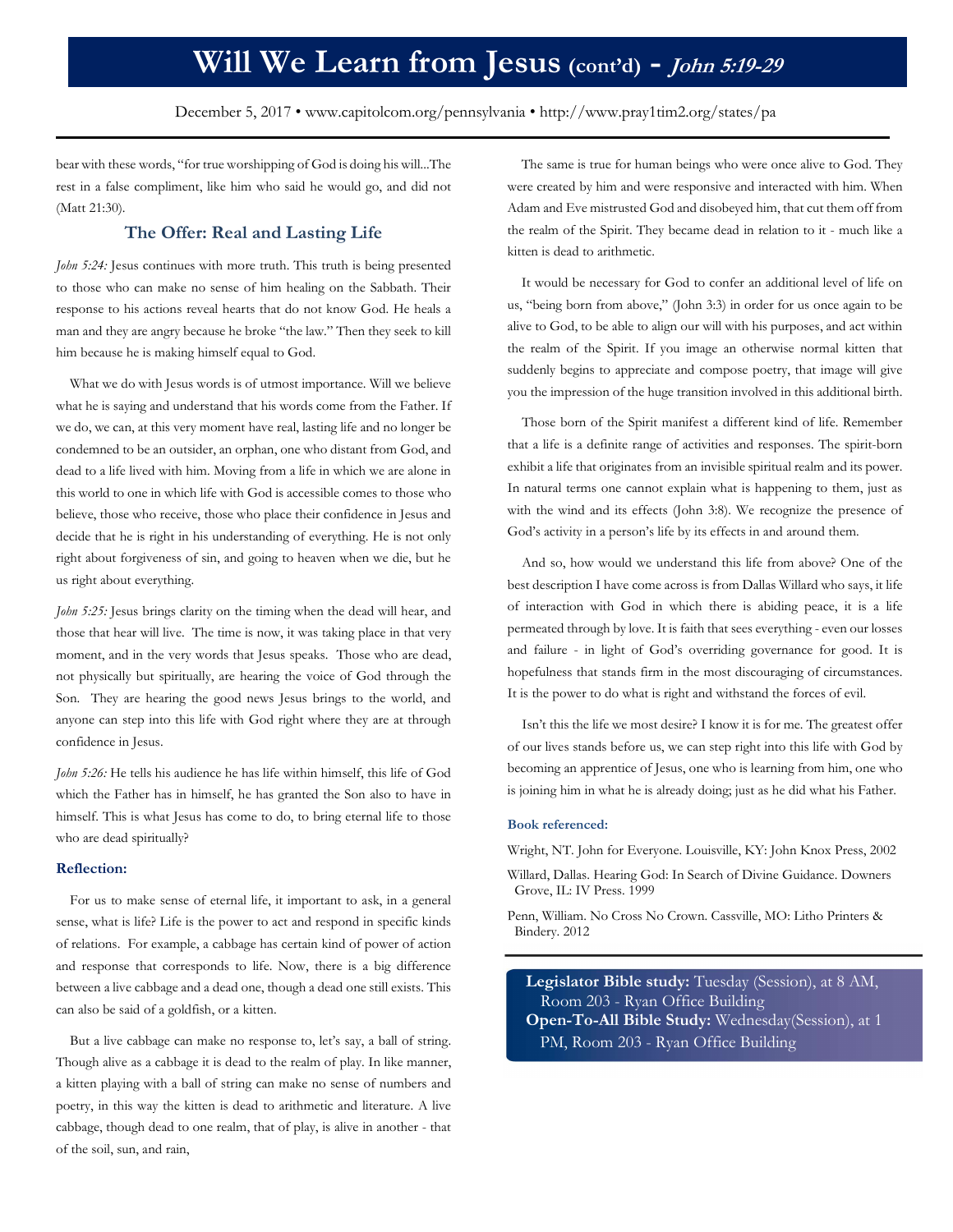# Will We Learn from Jesus (cont'd) - *John 5:19-29*

December 5, 2017 • www.capitolcom.org/pennsylvania • http://www.pray1tim2.org/states/pa

bear with these words, "for true worshipping of God is doing his will...The rest in a false compliment, like him who said he would go, and did not (Matt 21:30).

### The Offer: Real and Lasting Life

*John 5:24:* Jesus continues with more truth. This truth is being presented to those who can make no sense of him healing on the Sabbath. Their response to his actions reveal hearts that do not know God. He heals a man and they are angry because he broke "the law." Then they seek to kill him because he is making himself equal to God.

What we do with Jesus words is of utmost importance. Will we believe what he is saying and understand that his words come from the Father. If we do, we can, at this very moment have real, lasting life and no longer be condemned to be an outsider, an orphan, one who distant from God, and dead to a life lived with him. Moving from a life in which we are alone in this world to one in which life with God is accessible comes to those who believe, those who receive, those who place their confidence in Jesus and decide that he is right in his understanding of everything. He is not only right about forgiveness of sin, and going to heaven when we die, but he us right about everything.

*John 5:25:* Jesus brings clarity on the timing when the dead will hear, and those that hear will live. The time is now, it was taking place in that very moment, and in the very words that Jesus speaks. Those who are dead, not physically but spiritually, are hearing the voice of God through the Son. They are hearing the good news Jesus brings to the world, and anyone can step into this life with God right where they are at through confidence in Jesus.

*John 5:26:* He tells his audience he has life within himself, this life of God which the Father has in himself, he has granted the Son also to have in himself. This is what Jesus has come to do, to bring eternal life to those who are dead spiritually?

#### Reflection:

For us to make sense of eternal life, it important to ask, in a general sense, what is life? Life is the power to act and respond in specific kinds of relations. For example, a cabbage has certain kind of power of action and response that corresponds to life. Now, there is a big difference between a live cabbage and a dead one, though a dead one still exists. This can also be said of a goldfish, or a kitten.

But a live cabbage can make no response to, let's say, a ball of string. Though alive as a cabbage it is dead to the realm of play. In like manner, a kitten playing with a ball of string can make no sense of numbers and poetry, in this way the kitten is dead to arithmetic and literature. A live cabbage, though dead to one realm, that of play, is alive in another - that of the soil, sun, and rain,

The same is true for human beings who were once alive to God. They were created by him and were responsive and interacted with him. When Adam and Eve mistrusted God and disobeyed him, that cut them off from the realm of the Spirit. They became dead in relation to it - much like a kitten is dead to arithmetic.

It would be necessary for God to confer an additional level of life on us, "being born from above," (John 3:3) in order for us once again to be alive to God, to be able to align our will with his purposes, and act within the realm of the Spirit. If you image an otherwise normal kitten that suddenly begins to appreciate and compose poetry, that image will give you the impression of the huge transition involved in this additional birth.

Those born of the Spirit manifest a different kind of life. Remember that a life is a definite range of activities and responses. The spirit-born exhibit a life that originates from an invisible spiritual realm and its power. In natural terms one cannot explain what is happening to them, just as with the wind and its effects (John 3:8). We recognize the presence of God's activity in a person's life by its effects in and around them.

And so, how would we understand this life from above? One of the best description I have come across is from Dallas Willard who says, it life of interaction with God in which there is abiding peace, it is a life permeated through by love. It is faith that sees everything - even our losses and failure - in light of God's overriding governance for good. It is hopefulness that stands firm in the most discouraging of circumstances. It is the power to do what is right and withstand the forces of evil.

Isn't this the life we most desire? I know it is for me. The greatest offer of our lives stands before us, we can step right into this life with God by becoming an apprentice of Jesus, one who is learning from him, one who is joining him in what he is already doing; just as he did what his Father.

#### Book referenced:

Wright, NT. John for Everyone. Louisville, KY: John Knox Press, 2002

Willard, Dallas. Hearing God: In Search of Divine Guidance. Downers Grove, IL: IV Press. 1999

Penn, William. No Cross No Crown. Cassville, MO: Litho Printers & Bindery. 2012

**Legislator Bible study:** Tuesday (Session), at 8 AM, Room 203 - Ryan Office Building
**Open-To-All Bible Study:** Wednesday(Session), at 1 PM, Room 203 - Ryan Office Building